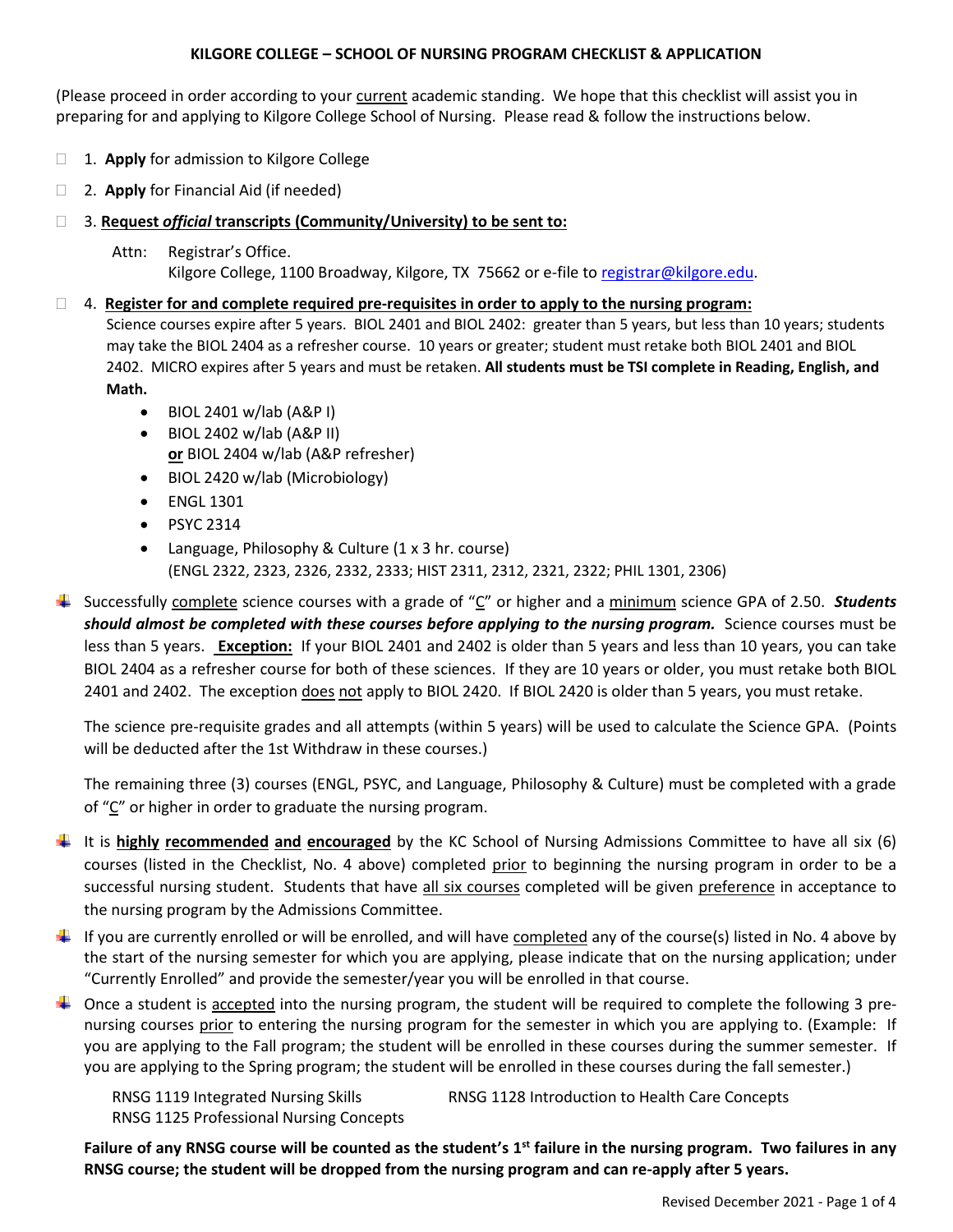# KILGORE COLLEGE – SCHOOL OF NURSING PROGRAM CHECKLIST & APPLICATION

(Please proceed in order according to your current academic standing. We hope that this checklist will assist you in preparing for and applying to Kilgore College School of Nursing. Please read & follow the instructions below.

- ☐ 1. **Apply** for admission to Kilgore College
- ☐ 2. **Apply** for Financial Aid (if needed)
- ☐ 3. **Request *official* transcripts (Community/University) to be sent to:**

  Attn: Registrar's Office.
  Kilgore College, 1100 Broadway, Kilgore, TX 75662 or e-file to registrar@kilgore.edu.

- ☐ 4. **Register for and complete required pre-requisites in order to apply to the nursing program:**
  Science courses expire after 5 years. BIOL 2401 and BIOL 2402: greater than 5 years, but less than 10 years; students may take the BIOL 2404 as a refresher course. 10 years or greater; student must retake both BIOL 2401 and BIOL 2402. MICRO expires after 5 years and must be retaken. **All students must be TSI complete in Reading, English, and Math.**
  - BIOL 2401 w/lab (A&P I)
  - BIOL 2402 w/lab (A&P II)
    **or** BIOL 2404 w/lab (A&P refresher)
  - BIOL 2420 w/lab (Microbiology)
  - ENGL 1301
  - PSYC 2314
  - Language, Philosophy & Culture (1 x 3 hr. course)
    (ENGL 2322, 2323, 2326, 2332, 2333; HIST 2311, 2312, 2321, 2322; PHIL 1301, 2306)

- Successfully complete science courses with a grade of "C" or higher and a minimum science GPA of 2.50. ***Students should almost be completed with these courses before applying to the nursing program.*** Science courses must be less than 5 years. **Exception:** If your BIOL 2401 and 2402 is older than 5 years and less than 10 years, you can take BIOL 2404 as a refresher course for both of these sciences. If they are 10 years or older, you must retake both BIOL 2401 and 2402. The exception does not apply to BIOL 2420. If BIOL 2420 is older than 5 years, you must retake.

  The science pre-requisite grades and all attempts (within 5 years) will be used to calculate the Science GPA. (Points will be deducted after the 1st Withdraw in these courses.)

  The remaining three (3) courses (ENGL, PSYC, and Language, Philosophy & Culture) must be completed with a grade of "C" or higher in order to graduate the nursing program.

- It is **highly recommended and encouraged** by the KC School of Nursing Admissions Committee to have all six (6) courses (listed in the Checklist, No. 4 above) completed prior to beginning the nursing program in order to be a successful nursing student. Students that have all six courses completed will be given preference in acceptance to the nursing program by the Admissions Committee.

- If you are currently enrolled or will be enrolled, and will have completed any of the course(s) listed in No. 4 above by the start of the nursing semester for which you are applying, please indicate that on the nursing application; under "Currently Enrolled" and provide the semester/year you will be enrolled in that course.

- Once a student is accepted into the nursing program, the student will be required to complete the following 3 pre-nursing courses prior to entering the nursing program for the semester in which you are applying to. (Example: If you are applying to the Fall program; the student will be enrolled in these courses during the summer semester. If you are applying to the Spring program; the student will be enrolled in these courses during the fall semester.)

  RNSG 1119 Integrated Nursing Skills
  RNSG 1128 Introduction to Health Care Concepts
  RNSG 1125 Professional Nursing Concepts

**Failure of any RNSG course will be counted as the student's 1st failure in the nursing program. Two failures in any RNSG course; the student will be dropped from the nursing program and can re-apply after 5 years.**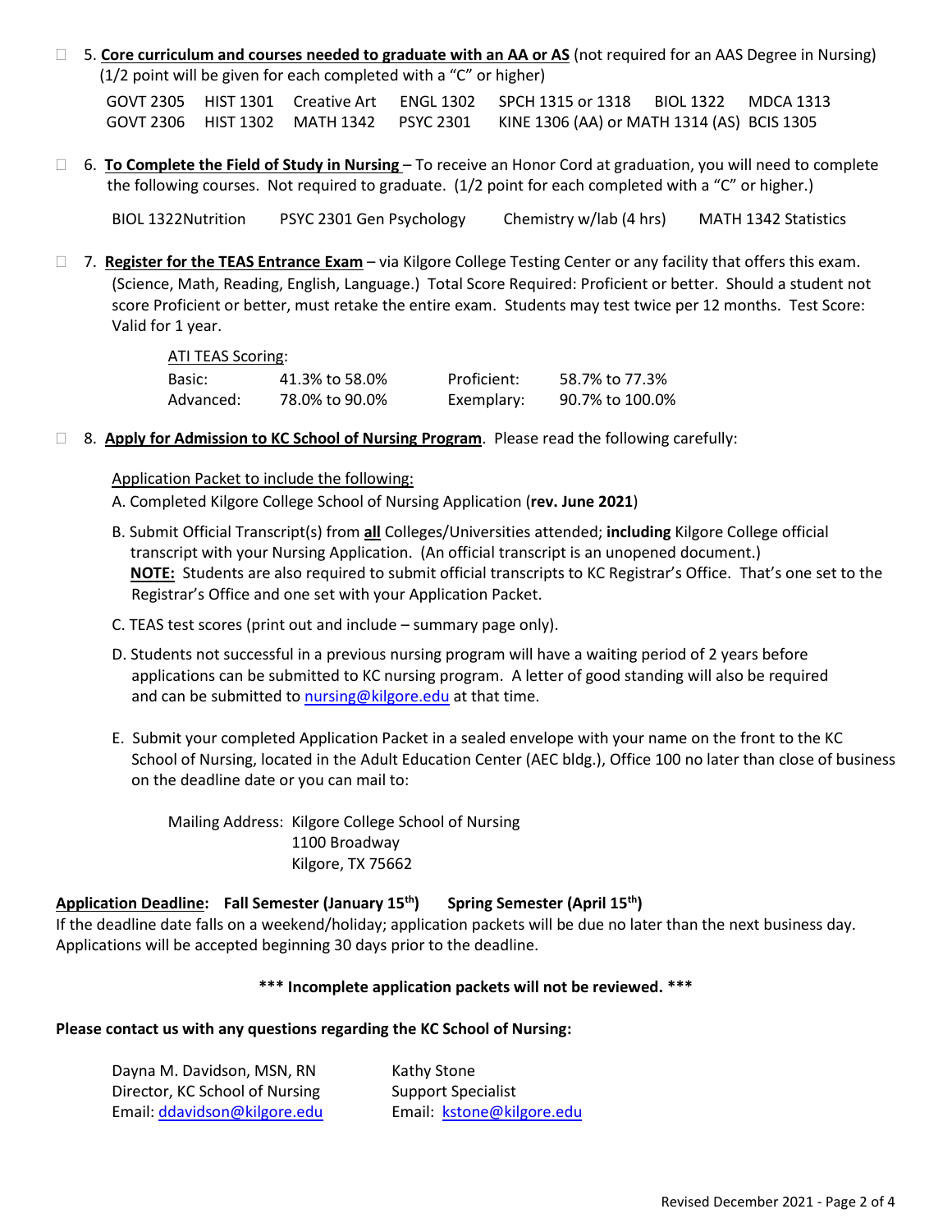- [ ] 5. **<u>Core curriculum and courses needed to graduate with an AA or AS</u>** (not required for an AAS Degree in Nursing) (1/2 point will be given for each completed with a "C" or higher)

| | | | | | | |
|---|---|---|---|---|---|---|
| GOVT 2305 | HIST 1301 | Creative Art | ENGL 1302 | SPCH 1315 or 1318 | BIOL 1322 | MDCA 1313 |
| GOVT 2306 | HIST 1302 | MATH 1342 | PSYC 2301 | KINE 1306 (AA) or MATH 1314 (AS) | | BCIS 1305 |

- [ ] 6. **<u>To Complete the Field of Study in Nursing</u>** – To receive an Honor Cord at graduation, you will need to complete the following courses. Not required to graduate. (1/2 point for each completed with a "C" or higher.)

  BIOL 1322Nutrition PSYC 2301 Gen Psychology Chemistry w/lab (4 hrs) MATH 1342 Statistics

- [ ] 7. **<u>Register for the TEAS Entrance Exam</u>** – via Kilgore College Testing Center or any facility that offers this exam. (Science, Math, Reading, English, Language.) Total Score Required: Proficient or better. Should a student not score Proficient or better, must retake the entire exam. Students may test twice per 12 months. Test Score: Valid for 1 year.

  <u>ATI TEAS Scoring</u>:

| | | | |
|---|---|---|---|
| Basic: | 41.3% to 58.0% | Proficient: | 58.7% to 77.3% |
| Advanced: | 78.0% to 90.0% | Exemplary: | 90.7% to 100.0% |

- [ ] 8. **<u>Apply for Admission to KC School of Nursing Program</u>**. Please read the following carefully:

  <u>Application Packet to include the following:</u>

  A. Completed Kilgore College School of Nursing Application (**rev. June 2021**)

  B. Submit Official Transcript(s) from **<u>all</u>** Colleges/Universities attended; **including** Kilgore College official transcript with your Nursing Application. (An official transcript is an unopened document.)
  **<u>NOTE:</u>** Students are also required to submit official transcripts to KC Registrar's Office. That's one set to the Registrar's Office and one set with your Application Packet.

  C. TEAS test scores (print out and include – summary page only).

  D. Students not successful in a previous nursing program will have a waiting period of 2 years before applications can be submitted to KC nursing program. A letter of good standing will also be required and can be submitted to nursing@kilgore.edu at that time.

  E. Submit your completed Application Packet in a sealed envelope with your name on the front to the KC School of Nursing, located in the Adult Education Center (AEC bldg.), Office 100 no later than close of business on the deadline date or you can mail to:

  Mailing Address: Kilgore College School of Nursing
  1100 Broadway
  Kilgore, TX 75662

**<u>Application Deadline</u>: Fall Semester (January 15th) Spring Semester (April 15th)**

If the deadline date falls on a weekend/holiday; application packets will be due no later than the next business day. Applications will be accepted beginning 30 days prior to the deadline.

**\*\*\* Incomplete application packets will not be reviewed. \*\*\***

**Please contact us with any questions regarding the KC School of Nursing:**

| | |
|---|---|
| Dayna M. Davidson, MSN, RN | Kathy Stone |
| Director, KC School of Nursing | Support Specialist |
| Email: ddavidson@kilgore.edu | Email: kstone@kilgore.edu |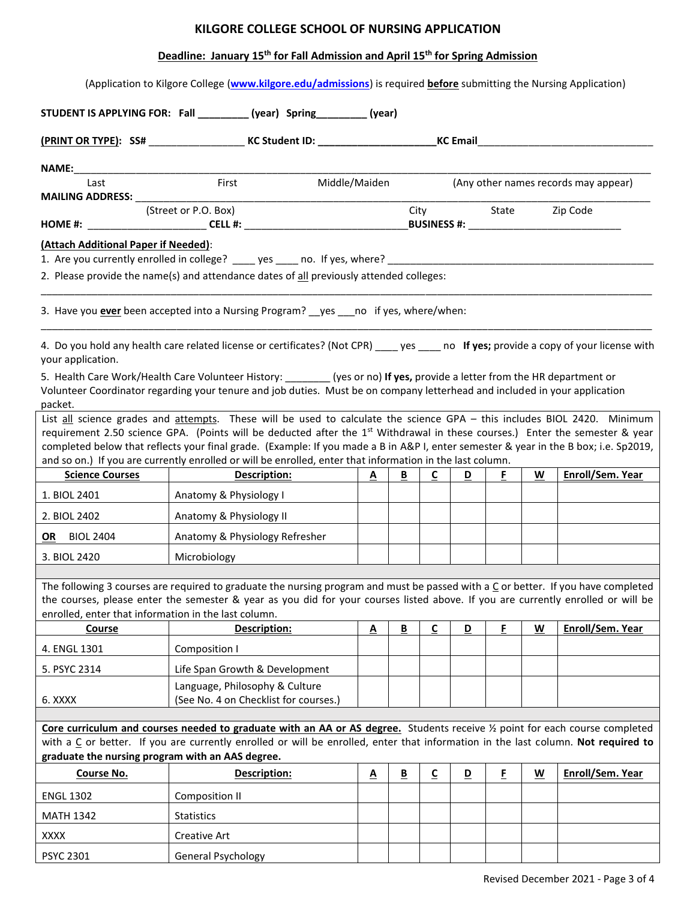# KILGORE COLLEGE SCHOOL OF NURSING APPLICATION

**Deadline: January 15th for Fall Admission and April 15th for Spring Admission**

(Application to Kilgore College (**www.kilgore.edu/admissions**) is required **before** submitting the Nursing Application)

**STUDENT IS APPLYING FOR: Fall _________ (year) Spring_________ (year)**

**(PRINT OR TYPE): SS#** _________________ **KC Student ID:** _____________________ **KC Email**_______________________________

**NAME:**___________________________________________________________________________________________

Last First Middle/Maiden (Any other names records may appear)

**MAILING ADDRESS:** ______________________________________________________________________________

(Street or P.O. Box) City State Zip Code

**HOME #:** _____________________ **CELL #:** _____________________________ **BUSINESS #:** ___________________________

**(Attach Additional Paper if Needed)**:

1. Are you currently enrolled in college? ____ yes ____ no. If yes, where? _______________________________________________
2. Please provide the name(s) and attendance dates of all previously attended colleges:

_______________________________________________________________________________________________

3. Have you **ever** been accepted into a Nursing Program? __yes ___no if yes, where/when:

_______________________________________________________________________________________________

4. Do you hold any health care related license or certificates? (Not CPR) ____ yes ____ no **If yes;** provide a copy of your license with your application.
5. Health Care Work/Health Care Volunteer History: ________ (yes or no) **If yes,** provide a letter from the HR department or Volunteer Coordinator regarding your tenure and job duties. Must be on company letterhead and included in your application packet.

List all science grades and attempts. These will be used to calculate the science GPA – this includes BIOL 2420. Minimum requirement 2.50 science GPA. (Points will be deducted after the 1st Withdrawal in these courses.) Enter the semester & year completed below that reflects your final grade. (Example: If you made a B in A&P I, enter semester & year in the B box; i.e. Sp2019, and so on.) If you are currently enrolled or will be enrolled, enter that information in the last column.

| Science Courses | Description: | A | B | C | D | F | W | Enroll/Sem. Year |
|---|---|---|---|---|---|---|---|---|
| 1. BIOL 2401 | Anatomy & Physiology I | | | | | | | |
| 2. BIOL 2402 | Anatomy & Physiology II | | | | | | | |
| **OR** BIOL 2404 | Anatomy & Physiology Refresher | | | | | | | |
| 3. BIOL 2420 | Microbiology | | | | | | | |

The following 3 courses are required to graduate the nursing program and must be passed with a C or better. If you have completed the courses, please enter the semester & year as you did for your courses listed above. If you are currently enrolled or will be enrolled, enter that information in the last column.

| Course | Description: | A | B | C | D | F | W | Enroll/Sem. Year |
|---|---|---|---|---|---|---|---|---|
| 4. ENGL 1301 | Composition I | | | | | | | |
| 5. PSYC 2314 | Life Span Growth & Development | | | | | | | |
| 6. XXXX | Language, Philosophy & Culture (See No. 4 on Checklist for courses.) | | | | | | | |

**Core curriculum and courses needed to graduate with an AA or AS degree.** Students receive ½ point for each course completed with a C or better. If you are currently enrolled or will be enrolled, enter that information in the last column. **Not required to graduate the nursing program with an AAS degree.**

| Course No. | Description: | A | B | C | D | F | W | Enroll/Sem. Year |
|---|---|---|---|---|---|---|---|---|
| ENGL 1302 | Composition II | | | | | | | |
| MATH 1342 | Statistics | | | | | | | |
| XXXX | Creative Art | | | | | | | |
| PSYC 2301 | General Psychology | | | | | | | |

Revised December 2021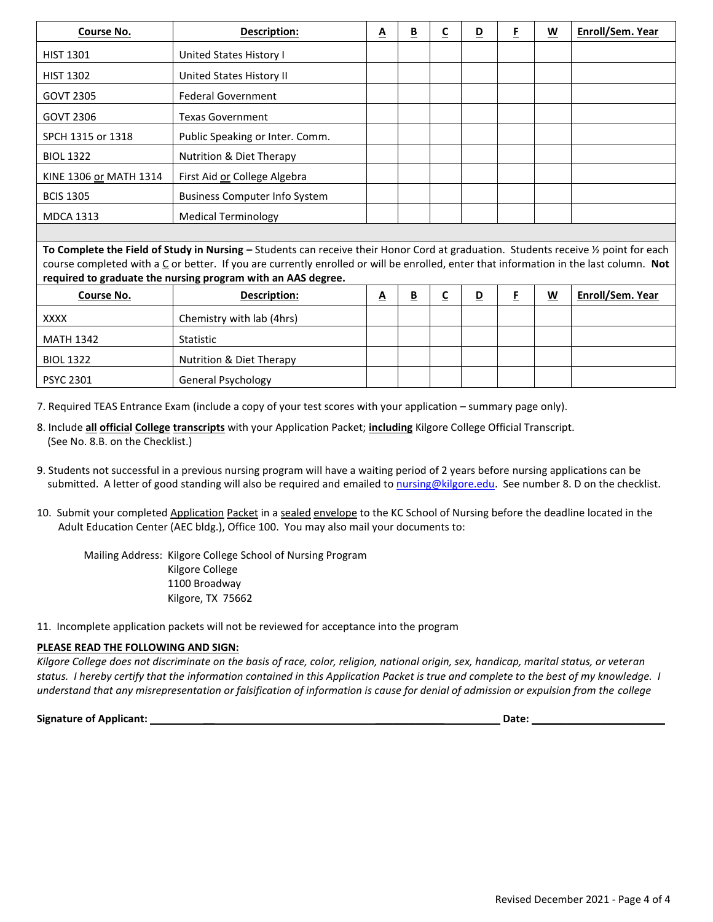| Course No. | Description: | A | B | C | D | F | W | Enroll/Sem. Year |
|---|---|---|---|---|---|---|---|---|
| HIST 1301 | United States History I | | | | | | | |
| HIST 1302 | United States History II | | | | | | | |
| GOVT 2305 | Federal Government | | | | | | | |
| GOVT 2306 | Texas Government | | | | | | | |
| SPCH 1315 or 1318 | Public Speaking or Inter. Comm. | | | | | | | |
| BIOL 1322 | Nutrition & Diet Therapy | | | | | | | |
| KINE 1306 or MATH 1314 | First Aid or College Algebra | | | | | | | |
| BCIS 1305 | Business Computer Info System | | | | | | | |
| MDCA 1313 | Medical Terminology | | | | | | | |

**To Complete the Field of Study in Nursing –** Students can receive their Honor Cord at graduation. Students receive ½ point for each course completed with a C or better. If you are currently enrolled or will be enrolled, enter that information in the last column. **Not required to graduate the nursing program with an AAS degree.**

| Course No. | Description: | A | B | C | D | F | W | Enroll/Sem. Year |
|---|---|---|---|---|---|---|---|---|
| XXXX | Chemistry with lab (4hrs) | | | | | | | |
| MATH 1342 | Statistic | | | | | | | |
| BIOL 1322 | Nutrition & Diet Therapy | | | | | | | |
| PSYC 2301 | General Psychology | | | | | | | |

7. Required TEAS Entrance Exam (include a copy of your test scores with your application – summary page only).

8. Include **all official College transcripts** with your Application Packet; **including** Kilgore College Official Transcript. (See No. 8.B. on the Checklist.)

9. Students not successful in a previous nursing program will have a waiting period of 2 years before nursing applications can be submitted. A letter of good standing will also be required and emailed to nursing@kilgore.edu. See number 8. D on the checklist.

10. Submit your completed Application Packet in a sealed envelope to the KC School of Nursing before the deadline located in the Adult Education Center (AEC bldg.), Office 100. You may also mail your documents to:

    Mailing Address: Kilgore College School of Nursing Program
    Kilgore College
    1100 Broadway
    Kilgore, TX 75662

11. Incomplete application packets will not be reviewed for acceptance into the program

**PLEASE READ THE FOLLOWING AND SIGN:**

*Kilgore College does not discriminate on the basis of race, color, religion, national origin, sex, handicap, marital status, or veteran status. I hereby certify that the information contained in this Application Packet is true and complete to the best of my knowledge. I understand that any misrepresentation or falsification of information is cause for denial of admission or expulsion from the college*

**Signature of Applicant:** ______________________________ **Date:** ____________________

Revised December 2021